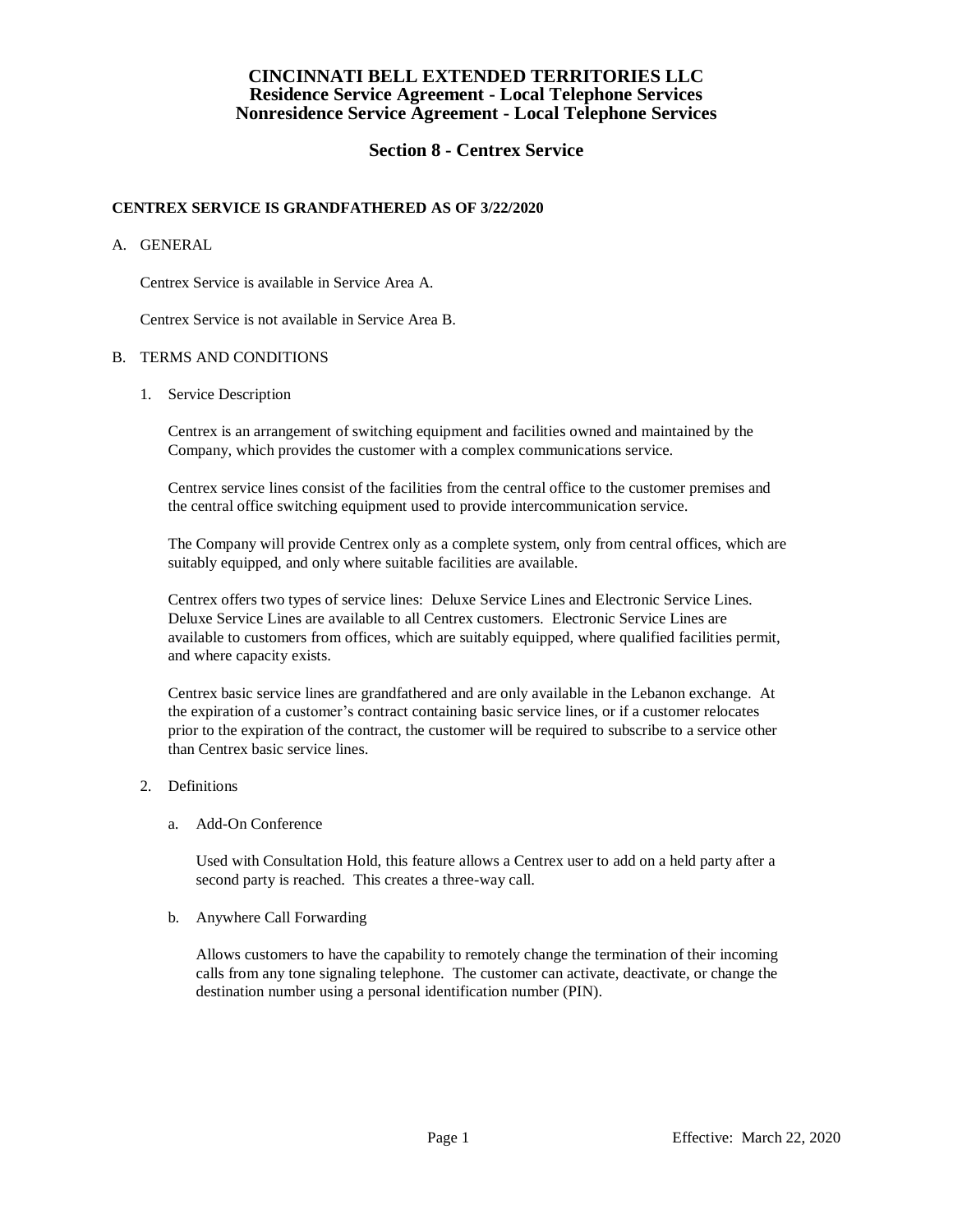# CINCINNATI BELL EXTENDED TERRITORIES LLC
## Residence Service Agreement - Local Telephone Services
## Nonresidence Service Agreement - Local Telephone Services

## Section 8 - Centrex Service

**CENTREX SERVICE IS GRANDFATHERED AS OF 3/22/2020**

A. GENERAL

Centrex Service is available in Service Area A.

Centrex Service is not available in Service Area B.

B. TERMS AND CONDITIONS

1. Service Description

   Centrex is an arrangement of switching equipment and facilities owned and maintained by the Company, which provides the customer with a complex communications service.

   Centrex service lines consist of the facilities from the central office to the customer premises and the central office switching equipment used to provide intercommunication service.

   The Company will provide Centrex only as a complete system, only from central offices, which are suitably equipped, and only where suitable facilities are available.

   Centrex offers two types of service lines: Deluxe Service Lines and Electronic Service Lines. Deluxe Service Lines are available to all Centrex customers. Electronic Service Lines are available to customers from offices, which are suitably equipped, where qualified facilities permit, and where capacity exists.

   Centrex basic service lines are grandfathered and are only available in the Lebanon exchange. At the expiration of a customer's contract containing basic service lines, or if a customer relocates prior to the expiration of the contract, the customer will be required to subscribe to a service other than Centrex basic service lines.

2. Definitions

   a. Add-On Conference

      Used with Consultation Hold, this feature allows a Centrex user to add on a held party after a second party is reached. This creates a three-way call.

   b. Anywhere Call Forwarding

      Allows customers to have the capability to remotely change the termination of their incoming calls from any tone signaling telephone. The customer can activate, deactivate, or change the destination number using a personal identification number (PIN).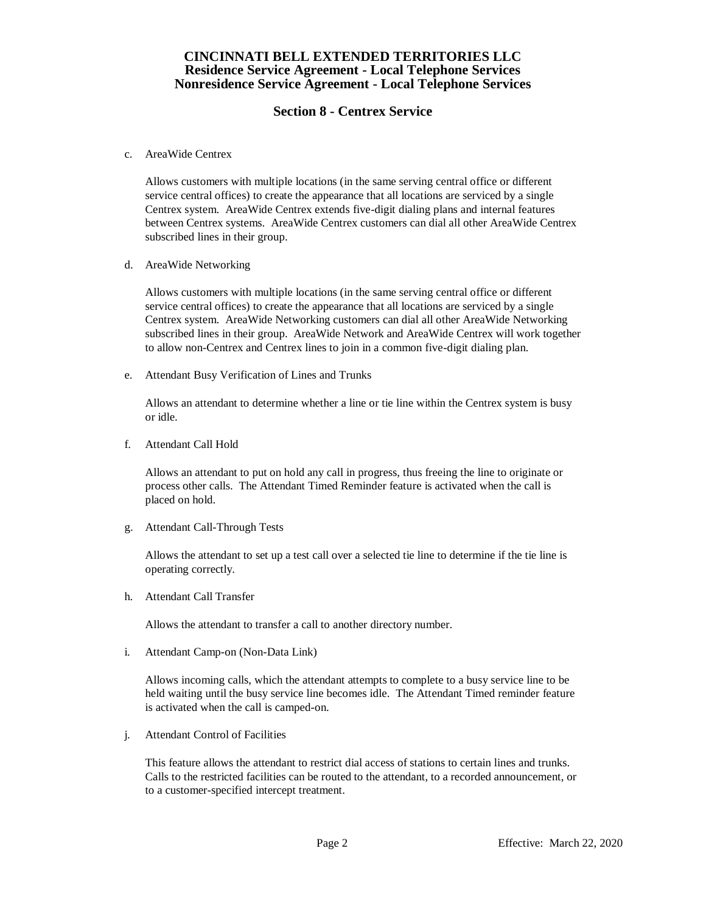c. AreaWide Centrex

Allows customers with multiple locations (in the same serving central office or different service central offices) to create the appearance that all locations are serviced by a single Centrex system. AreaWide Centrex extends five-digit dialing plans and internal features between Centrex systems. AreaWide Centrex customers can dial all other AreaWide Centrex subscribed lines in their group.

d. AreaWide Networking

Allows customers with multiple locations (in the same serving central office or different service central offices) to create the appearance that all locations are serviced by a single Centrex system. AreaWide Networking customers can dial all other AreaWide Networking subscribed lines in their group. AreaWide Network and AreaWide Centrex will work together to allow non-Centrex and Centrex lines to join in a common five-digit dialing plan.

e. Attendant Busy Verification of Lines and Trunks

Allows an attendant to determine whether a line or tie line within the Centrex system is busy or idle.

f. Attendant Call Hold

Allows an attendant to put on hold any call in progress, thus freeing the line to originate or process other calls. The Attendant Timed Reminder feature is activated when the call is placed on hold.

g. Attendant Call-Through Tests

Allows the attendant to set up a test call over a selected tie line to determine if the tie line is operating correctly.

h. Attendant Call Transfer

Allows the attendant to transfer a call to another directory number.

i. Attendant Camp-on (Non-Data Link)

Allows incoming calls, which the attendant attempts to complete to a busy service line to be held waiting until the busy service line becomes idle. The Attendant Timed reminder feature is activated when the call is camped-on.

j. Attendant Control of Facilities

This feature allows the attendant to restrict dial access of stations to certain lines and trunks. Calls to the restricted facilities can be routed to the attendant, to a recorded announcement, or to a customer-specified intercept treatment.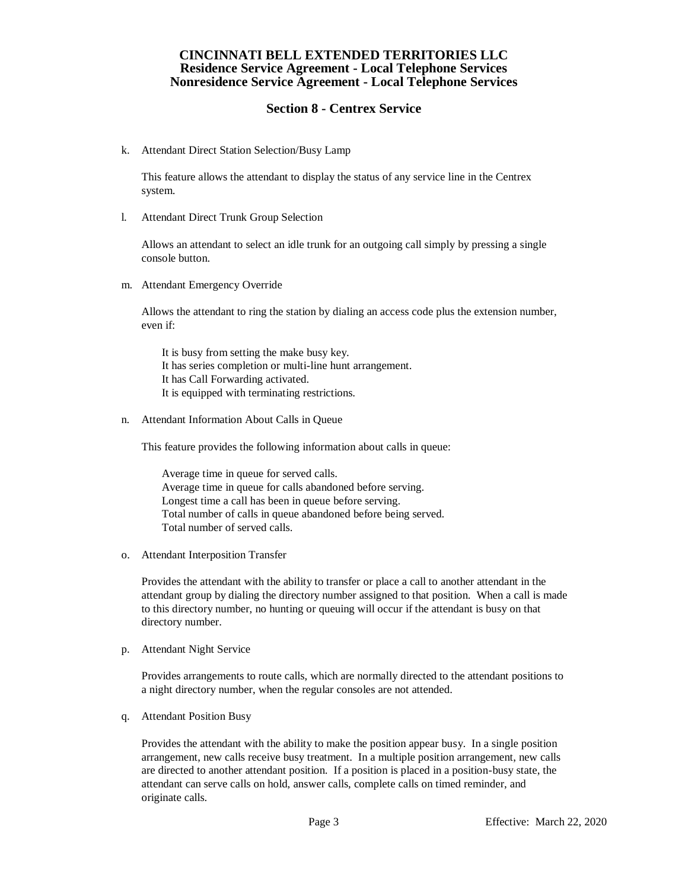# CINCINNATI BELL EXTENDED TERRITORIES LLC
## Residence Service Agreement - Local Telephone Services
## Nonresidence Service Agreement - Local Telephone Services

## Section 8 - Centrex Service

k. Attendant Direct Station Selection/Busy Lamp

This feature allows the attendant to display the status of any service line in the Centrex system.

l. Attendant Direct Trunk Group Selection

Allows an attendant to select an idle trunk for an outgoing call simply by pressing a single console button.

m. Attendant Emergency Override

Allows the attendant to ring the station by dialing an access code plus the extension number, even if:

It is busy from setting the make busy key.
It has series completion or multi-line hunt arrangement.
It has Call Forwarding activated.
It is equipped with terminating restrictions.

n. Attendant Information About Calls in Queue

This feature provides the following information about calls in queue:

Average time in queue for served calls.
Average time in queue for calls abandoned before serving.
Longest time a call has been in queue before serving.
Total number of calls in queue abandoned before being served.
Total number of served calls.

o. Attendant Interposition Transfer

Provides the attendant with the ability to transfer or place a call to another attendant in the attendant group by dialing the directory number assigned to that position. When a call is made to this directory number, no hunting or queuing will occur if the attendant is busy on that directory number.

p. Attendant Night Service

Provides arrangements to route calls, which are normally directed to the attendant positions to a night directory number, when the regular consoles are not attended.

q. Attendant Position Busy

Provides the attendant with the ability to make the position appear busy. In a single position arrangement, new calls receive busy treatment. In a multiple position arrangement, new calls are directed to another attendant position. If a position is placed in a position-busy state, the attendant can serve calls on hold, answer calls, complete calls on timed reminder, and originate calls.

Effective: March 22, 2020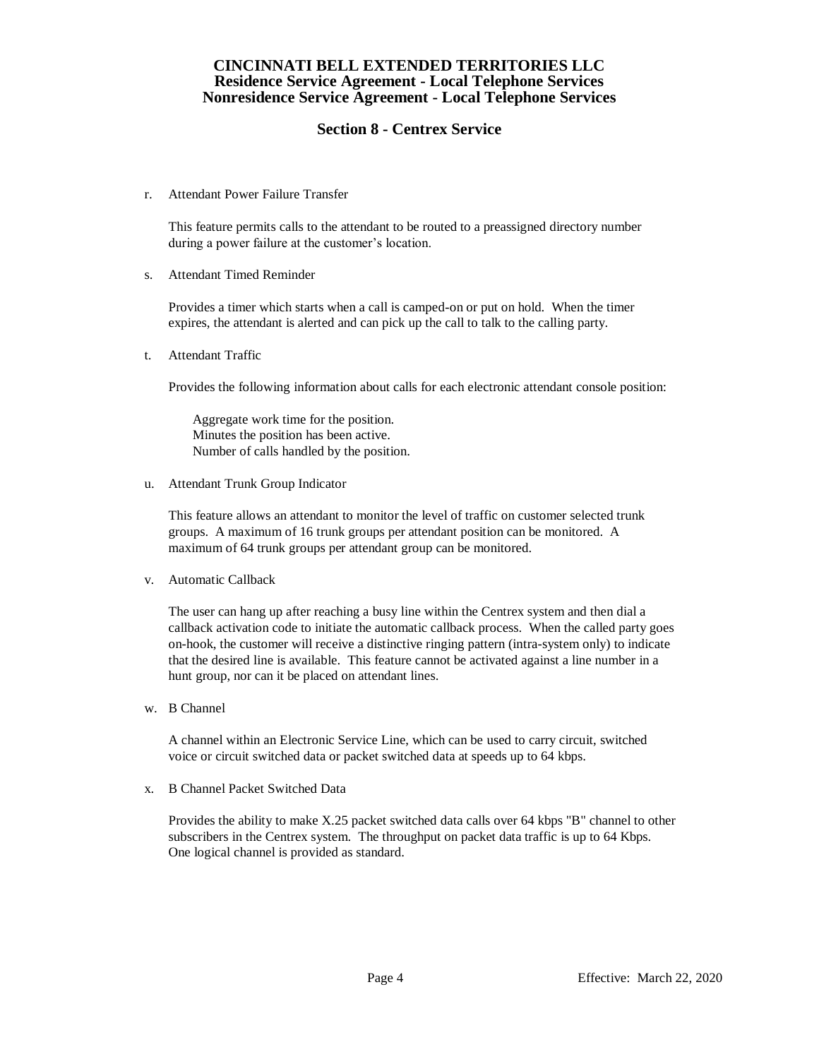r. Attendant Power Failure Transfer

   This feature permits calls to the attendant to be routed to a preassigned directory number during a power failure at the customer's location.

s. Attendant Timed Reminder

   Provides a timer which starts when a call is camped-on or put on hold. When the timer expires, the attendant is alerted and can pick up the call to talk to the calling party.

t. Attendant Traffic

   Provides the following information about calls for each electronic attendant console position:

   Aggregate work time for the position.
   Minutes the position has been active.
   Number of calls handled by the position.

u. Attendant Trunk Group Indicator

   This feature allows an attendant to monitor the level of traffic on customer selected trunk groups. A maximum of 16 trunk groups per attendant position can be monitored. A maximum of 64 trunk groups per attendant group can be monitored.

v. Automatic Callback

   The user can hang up after reaching a busy line within the Centrex system and then dial a callback activation code to initiate the automatic callback process. When the called party goes on-hook, the customer will receive a distinctive ringing pattern (intra-system only) to indicate that the desired line is available. This feature cannot be activated against a line number in a hunt group, nor can it be placed on attendant lines.

w. B Channel

   A channel within an Electronic Service Line, which can be used to carry circuit, switched voice or circuit switched data or packet switched data at speeds up to 64 kbps.

x. B Channel Packet Switched Data

   Provides the ability to make X.25 packet switched data calls over 64 kbps "B" channel to other subscribers in the Centrex system. The throughput on packet data traffic is up to 64 Kbps. One logical channel is provided as standard.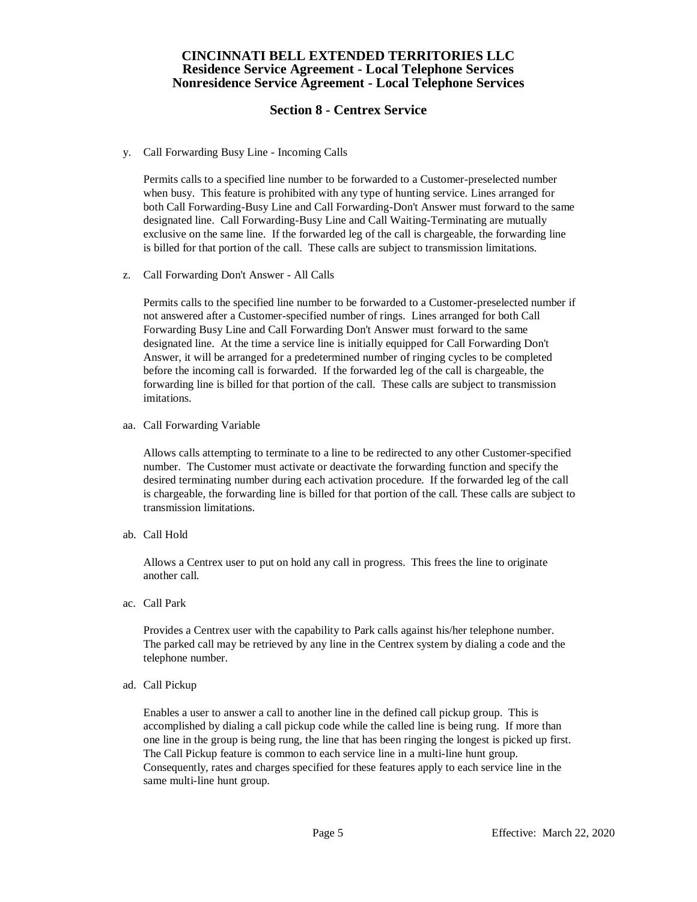y. Call Forwarding Busy Line - Incoming Calls

Permits calls to a specified line number to be forwarded to a Customer-preselected number when busy. This feature is prohibited with any type of hunting service. Lines arranged for both Call Forwarding-Busy Line and Call Forwarding-Don't Answer must forward to the same designated line. Call Forwarding-Busy Line and Call Waiting-Terminating are mutually exclusive on the same line. If the forwarded leg of the call is chargeable, the forwarding line is billed for that portion of the call. These calls are subject to transmission limitations.

z. Call Forwarding Don't Answer - All Calls

Permits calls to the specified line number to be forwarded to a Customer-preselected number if not answered after a Customer-specified number of rings. Lines arranged for both Call Forwarding Busy Line and Call Forwarding Don't Answer must forward to the same designated line. At the time a service line is initially equipped for Call Forwarding Don't Answer, it will be arranged for a predetermined number of ringing cycles to be completed before the incoming call is forwarded. If the forwarded leg of the call is chargeable, the forwarding line is billed for that portion of the call. These calls are subject to transmission imitations.

aa. Call Forwarding Variable

Allows calls attempting to terminate to a line to be redirected to any other Customer-specified number. The Customer must activate or deactivate the forwarding function and specify the desired terminating number during each activation procedure. If the forwarded leg of the call is chargeable, the forwarding line is billed for that portion of the call. These calls are subject to transmission limitations.

ab. Call Hold

Allows a Centrex user to put on hold any call in progress. This frees the line to originate another call.

ac. Call Park

Provides a Centrex user with the capability to Park calls against his/her telephone number. The parked call may be retrieved by any line in the Centrex system by dialing a code and the telephone number.

ad. Call Pickup

Enables a user to answer a call to another line in the defined call pickup group. This is accomplished by dialing a call pickup code while the called line is being rung. If more than one line in the group is being rung, the line that has been ringing the longest is picked up first. The Call Pickup feature is common to each service line in a multi-line hunt group. Consequently, rates and charges specified for these features apply to each service line in the same multi-line hunt group.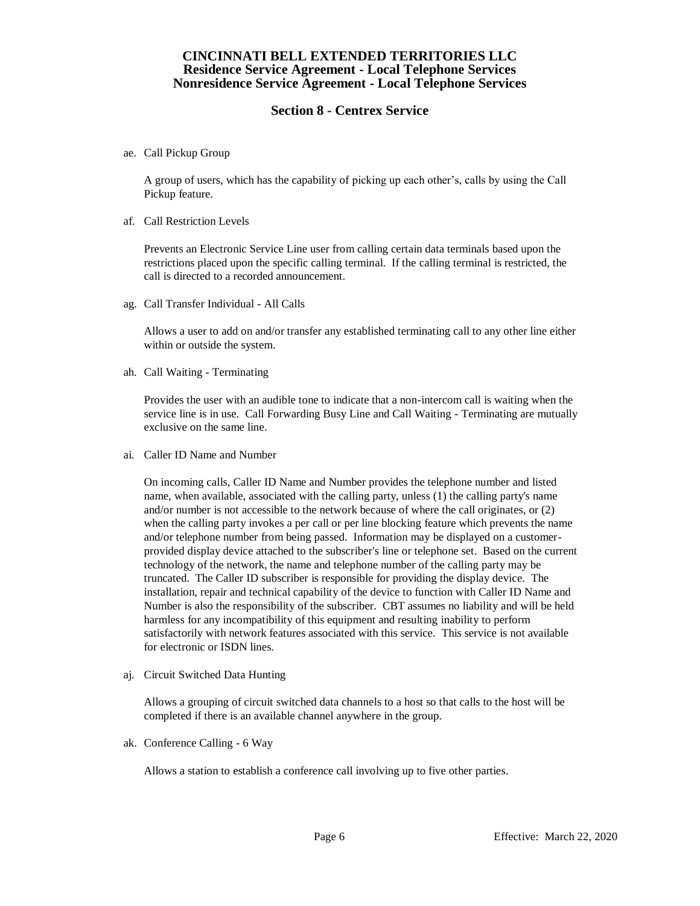ae. Call Pickup Group

A group of users, which has the capability of picking up each other's, calls by using the Call Pickup feature.

af. Call Restriction Levels

Prevents an Electronic Service Line user from calling certain data terminals based upon the restrictions placed upon the specific calling terminal. If the calling terminal is restricted, the call is directed to a recorded announcement.

ag. Call Transfer Individual - All Calls

Allows a user to add on and/or transfer any established terminating call to any other line either within or outside the system.

ah. Call Waiting - Terminating

Provides the user with an audible tone to indicate that a non-intercom call is waiting when the service line is in use. Call Forwarding Busy Line and Call Waiting - Terminating are mutually exclusive on the same line.

ai. Caller ID Name and Number

On incoming calls, Caller ID Name and Number provides the telephone number and listed name, when available, associated with the calling party, unless (1) the calling party's name and/or number is not accessible to the network because of where the call originates, or (2) when the calling party invokes a per call or per line blocking feature which prevents the name and/or telephone number from being passed. Information may be displayed on a customer-provided display device attached to the subscriber's line or telephone set. Based on the current technology of the network, the name and telephone number of the calling party may be truncated. The Caller ID subscriber is responsible for providing the display device. The installation, repair and technical capability of the device to function with Caller ID Name and Number is also the responsibility of the subscriber. CBT assumes no liability and will be held harmless for any incompatibility of this equipment and resulting inability to perform satisfactorily with network features associated with this service. This service is not available for electronic or ISDN lines.

aj. Circuit Switched Data Hunting

Allows a grouping of circuit switched data channels to a host so that calls to the host will be completed if there is an available channel anywhere in the group.

ak. Conference Calling - 6 Way

Allows a station to establish a conference call involving up to five other parties.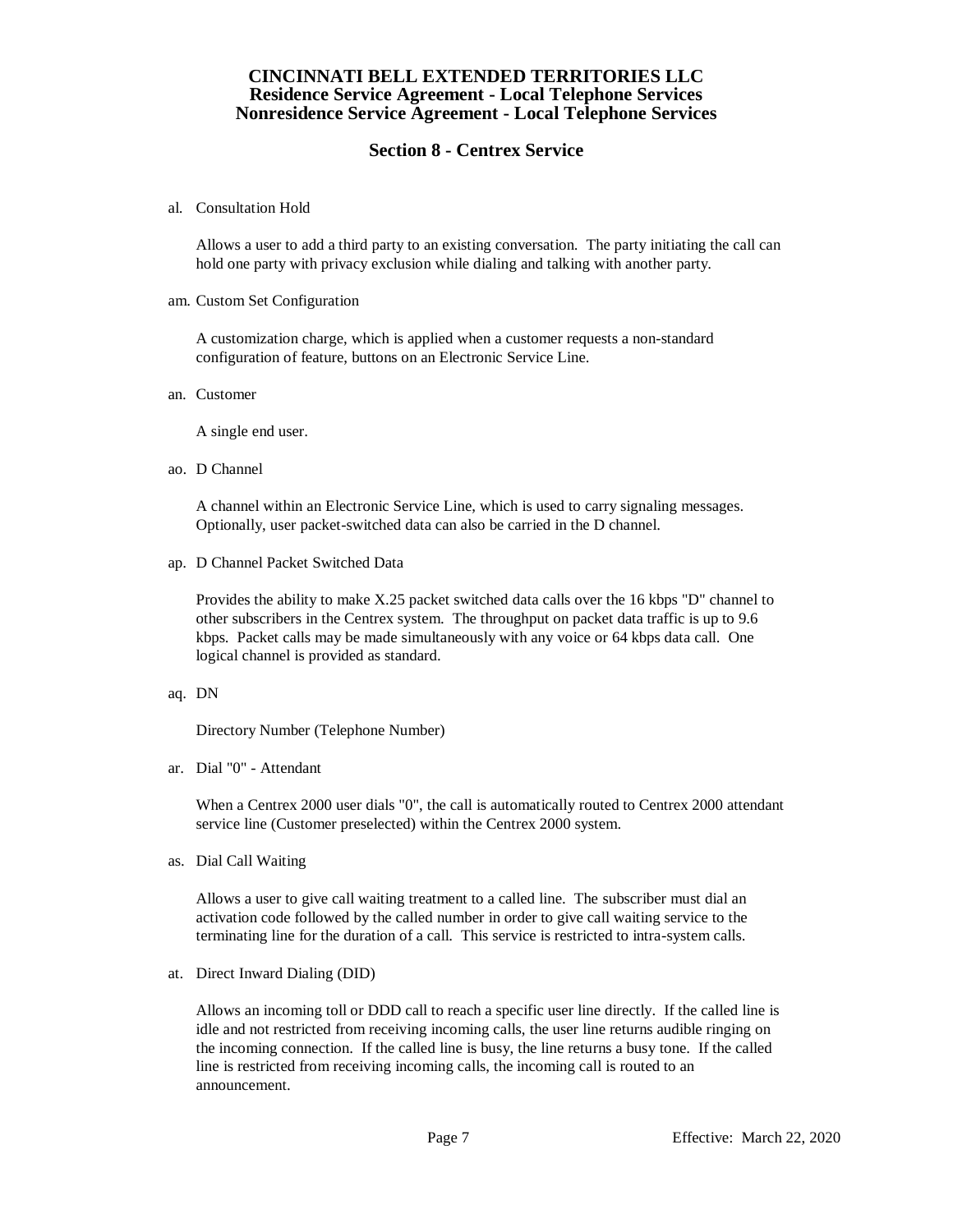al. Consultation Hold

Allows a user to add a third party to an existing conversation. The party initiating the call can hold one party with privacy exclusion while dialing and talking with another party.

am. Custom Set Configuration

A customization charge, which is applied when a customer requests a non-standard configuration of feature, buttons on an Electronic Service Line.

an. Customer

A single end user.

ao. D Channel

A channel within an Electronic Service Line, which is used to carry signaling messages. Optionally, user packet-switched data can also be carried in the D channel.

ap. D Channel Packet Switched Data

Provides the ability to make X.25 packet switched data calls over the 16 kbps "D" channel to other subscribers in the Centrex system. The throughput on packet data traffic is up to 9.6 kbps. Packet calls may be made simultaneously with any voice or 64 kbps data call. One logical channel is provided as standard.

aq. DN

Directory Number (Telephone Number)

ar. Dial "0" - Attendant

When a Centrex 2000 user dials "0", the call is automatically routed to Centrex 2000 attendant service line (Customer preselected) within the Centrex 2000 system.

as. Dial Call Waiting

Allows a user to give call waiting treatment to a called line. The subscriber must dial an activation code followed by the called number in order to give call waiting service to the terminating line for the duration of a call. This service is restricted to intra-system calls.

at. Direct Inward Dialing (DID)

Allows an incoming toll or DDD call to reach a specific user line directly. If the called line is idle and not restricted from receiving incoming calls, the user line returns audible ringing on the incoming connection. If the called line is busy, the line returns a busy tone. If the called line is restricted from receiving incoming calls, the incoming call is routed to an announcement.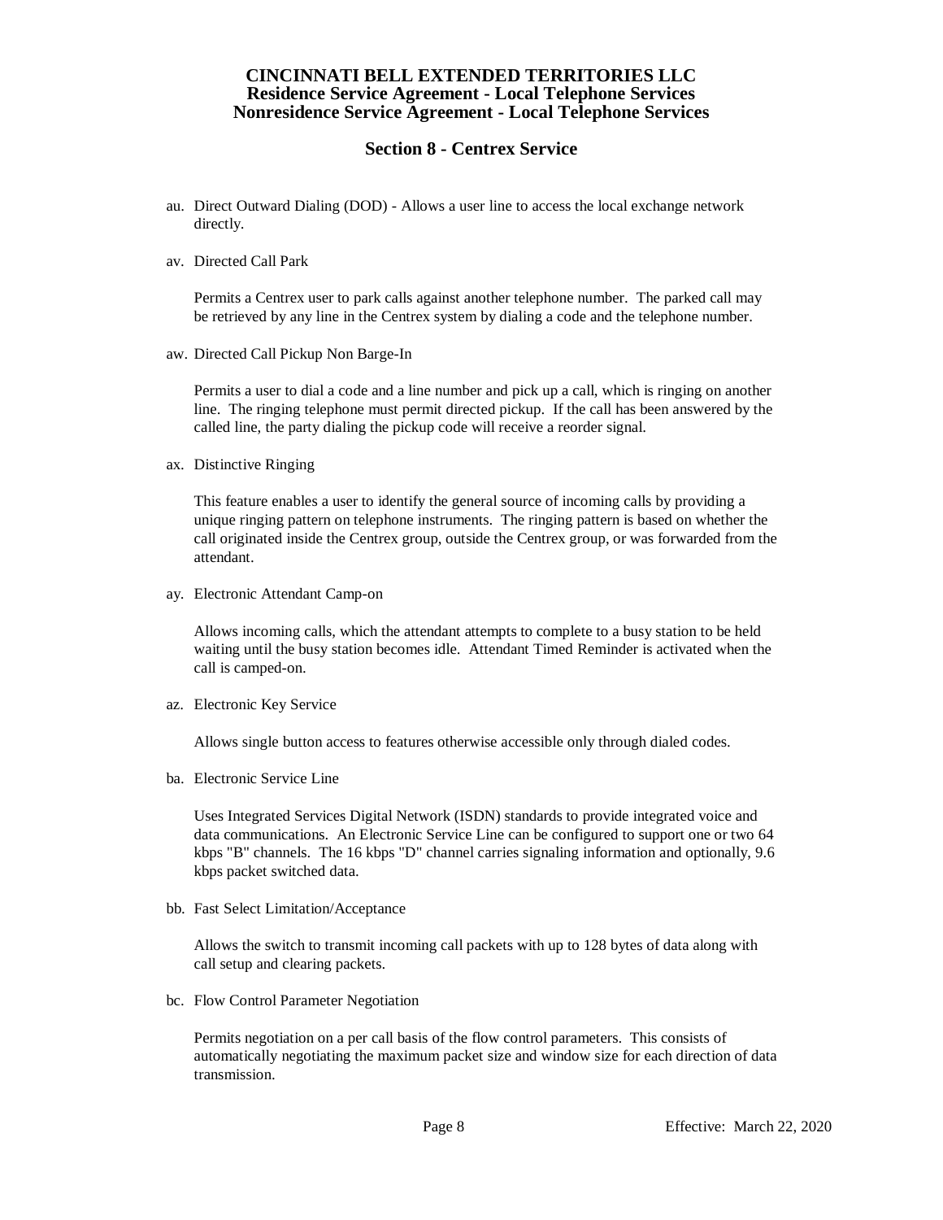au. Direct Outward Dialing (DOD) - Allows a user line to access the local exchange network directly.

av. Directed Call Park

Permits a Centrex user to park calls against another telephone number. The parked call may be retrieved by any line in the Centrex system by dialing a code and the telephone number.

aw. Directed Call Pickup Non Barge-In

Permits a user to dial a code and a line number and pick up a call, which is ringing on another line. The ringing telephone must permit directed pickup. If the call has been answered by the called line, the party dialing the pickup code will receive a reorder signal.

ax. Distinctive Ringing

This feature enables a user to identify the general source of incoming calls by providing a unique ringing pattern on telephone instruments. The ringing pattern is based on whether the call originated inside the Centrex group, outside the Centrex group, or was forwarded from the attendant.

ay. Electronic Attendant Camp-on

Allows incoming calls, which the attendant attempts to complete to a busy station to be held waiting until the busy station becomes idle. Attendant Timed Reminder is activated when the call is camped-on.

az. Electronic Key Service

Allows single button access to features otherwise accessible only through dialed codes.

ba. Electronic Service Line

Uses Integrated Services Digital Network (ISDN) standards to provide integrated voice and data communications. An Electronic Service Line can be configured to support one or two 64 kbps "B" channels. The 16 kbps "D" channel carries signaling information and optionally, 9.6 kbps packet switched data.

bb. Fast Select Limitation/Acceptance

Allows the switch to transmit incoming call packets with up to 128 bytes of data along with call setup and clearing packets.

bc. Flow Control Parameter Negotiation

Permits negotiation on a per call basis of the flow control parameters. This consists of automatically negotiating the maximum packet size and window size for each direction of data transmission.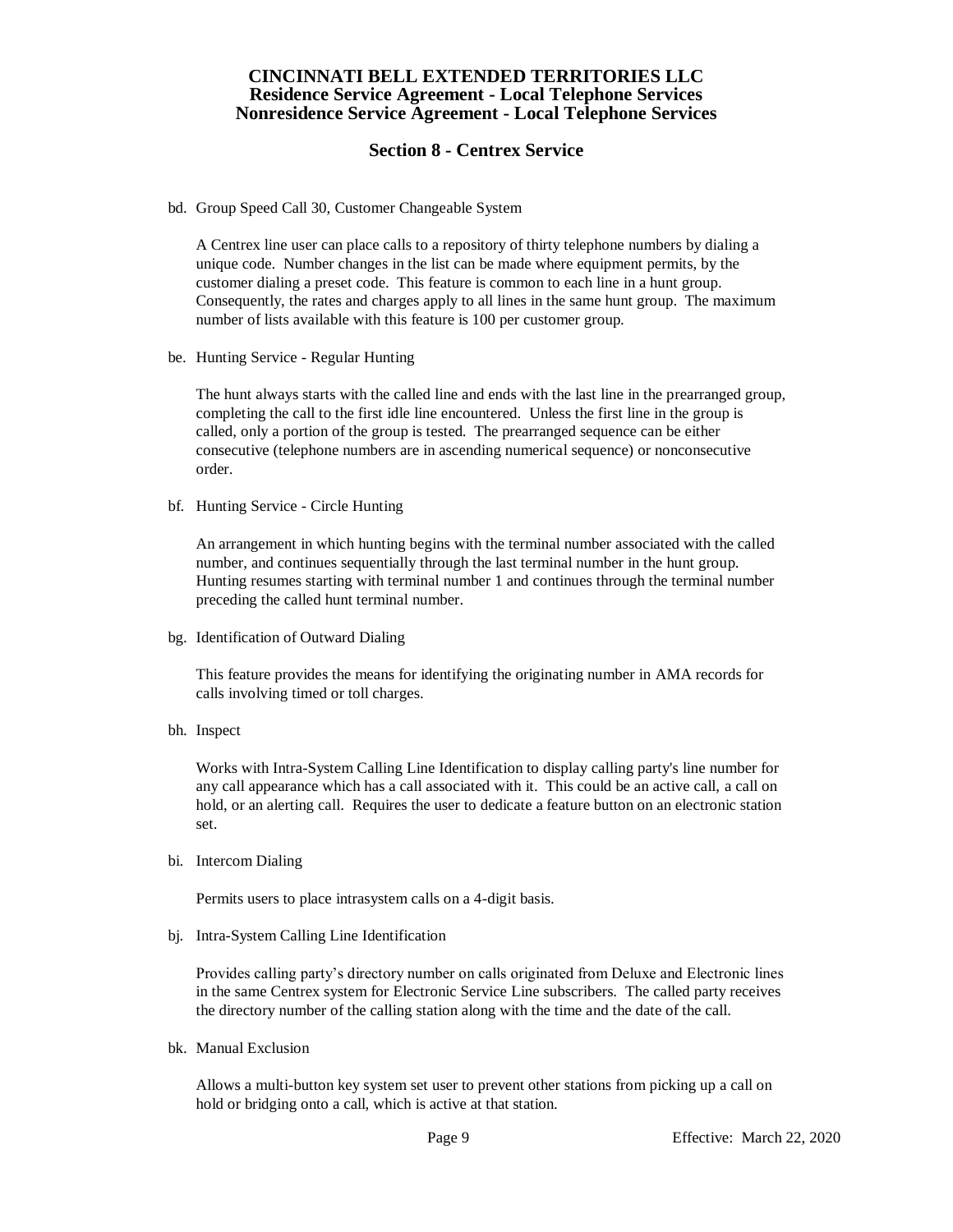bd. Group Speed Call 30, Customer Changeable System

A Centrex line user can place calls to a repository of thirty telephone numbers by dialing a unique code. Number changes in the list can be made where equipment permits, by the customer dialing a preset code. This feature is common to each line in a hunt group. Consequently, the rates and charges apply to all lines in the same hunt group. The maximum number of lists available with this feature is 100 per customer group.

be. Hunting Service - Regular Hunting

The hunt always starts with the called line and ends with the last line in the prearranged group, completing the call to the first idle line encountered. Unless the first line in the group is called, only a portion of the group is tested. The prearranged sequence can be either consecutive (telephone numbers are in ascending numerical sequence) or nonconsecutive order.

bf. Hunting Service - Circle Hunting

An arrangement in which hunting begins with the terminal number associated with the called number, and continues sequentially through the last terminal number in the hunt group. Hunting resumes starting with terminal number 1 and continues through the terminal number preceding the called hunt terminal number.

bg. Identification of Outward Dialing

This feature provides the means for identifying the originating number in AMA records for calls involving timed or toll charges.

bh. Inspect

Works with Intra-System Calling Line Identification to display calling party's line number for any call appearance which has a call associated with it. This could be an active call, a call on hold, or an alerting call. Requires the user to dedicate a feature button on an electronic station set.

bi. Intercom Dialing

Permits users to place intrasystem calls on a 4-digit basis.

bj. Intra-System Calling Line Identification

Provides calling party's directory number on calls originated from Deluxe and Electronic lines in the same Centrex system for Electronic Service Line subscribers. The called party receives the directory number of the calling station along with the time and the date of the call.

bk. Manual Exclusion

Allows a multi-button key system set user to prevent other stations from picking up a call on hold or bridging onto a call, which is active at that station.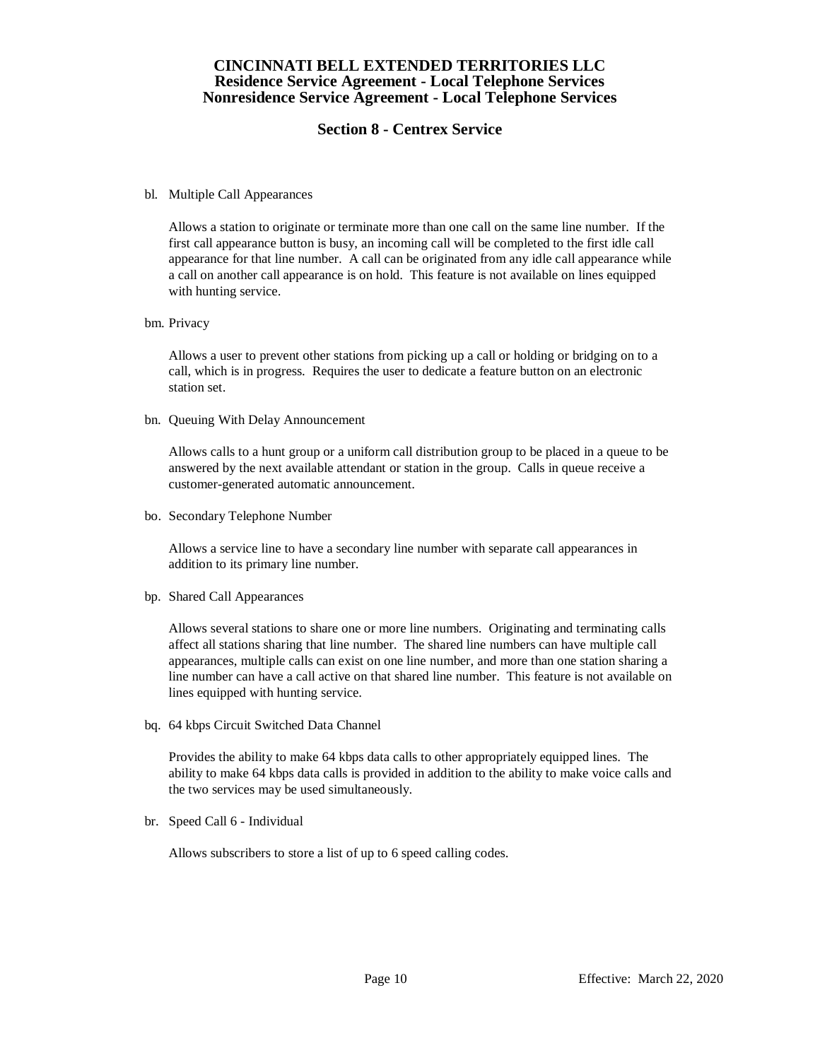bl. Multiple Call Appearances

Allows a station to originate or terminate more than one call on the same line number. If the first call appearance button is busy, an incoming call will be completed to the first idle call appearance for that line number. A call can be originated from any idle call appearance while a call on another call appearance is on hold. This feature is not available on lines equipped with hunting service.

bm. Privacy

Allows a user to prevent other stations from picking up a call or holding or bridging on to a call, which is in progress. Requires the user to dedicate a feature button on an electronic station set.

bn. Queuing With Delay Announcement

Allows calls to a hunt group or a uniform call distribution group to be placed in a queue to be answered by the next available attendant or station in the group. Calls in queue receive a customer-generated automatic announcement.

bo. Secondary Telephone Number

Allows a service line to have a secondary line number with separate call appearances in addition to its primary line number.

bp. Shared Call Appearances

Allows several stations to share one or more line numbers. Originating and terminating calls affect all stations sharing that line number. The shared line numbers can have multiple call appearances, multiple calls can exist on one line number, and more than one station sharing a line number can have a call active on that shared line number. This feature is not available on lines equipped with hunting service.

bq. 64 kbps Circuit Switched Data Channel

Provides the ability to make 64 kbps data calls to other appropriately equipped lines. The ability to make 64 kbps data calls is provided in addition to the ability to make voice calls and the two services may be used simultaneously.

br. Speed Call 6 - Individual

Allows subscribers to store a list of up to 6 speed calling codes.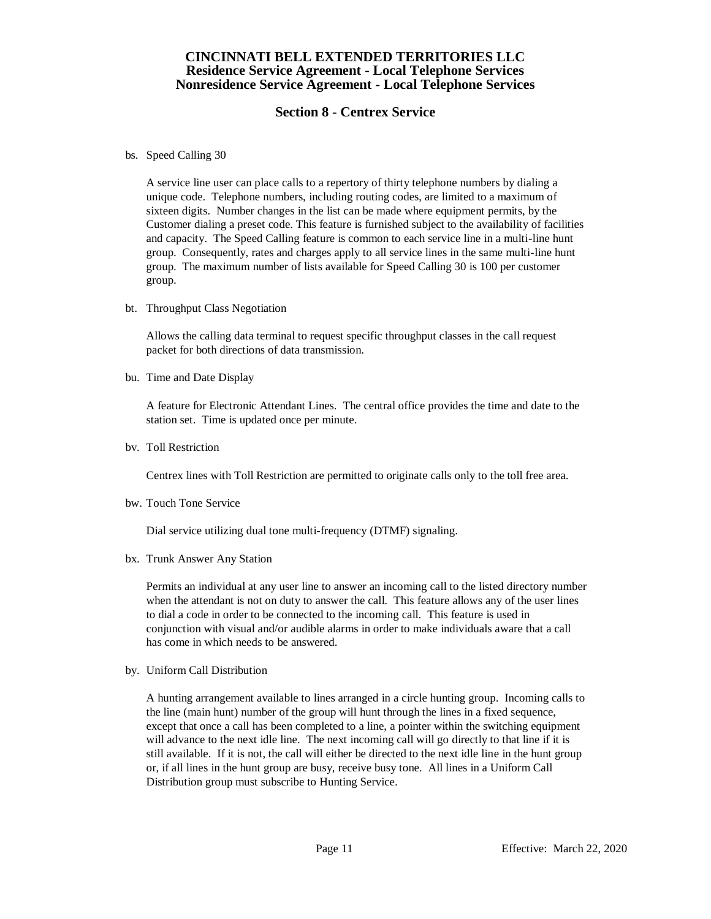bs. Speed Calling 30

A service line user can place calls to a repertory of thirty telephone numbers by dialing a unique code. Telephone numbers, including routing codes, are limited to a maximum of sixteen digits. Number changes in the list can be made where equipment permits, by the Customer dialing a preset code. This feature is furnished subject to the availability of facilities and capacity. The Speed Calling feature is common to each service line in a multi-line hunt group. Consequently, rates and charges apply to all service lines in the same multi-line hunt group. The maximum number of lists available for Speed Calling 30 is 100 per customer group.

bt. Throughput Class Negotiation

Allows the calling data terminal to request specific throughput classes in the call request packet for both directions of data transmission.

bu. Time and Date Display

A feature for Electronic Attendant Lines. The central office provides the time and date to the station set. Time is updated once per minute.

bv. Toll Restriction

Centrex lines with Toll Restriction are permitted to originate calls only to the toll free area.

bw. Touch Tone Service

Dial service utilizing dual tone multi-frequency (DTMF) signaling.

bx. Trunk Answer Any Station

Permits an individual at any user line to answer an incoming call to the listed directory number when the attendant is not on duty to answer the call. This feature allows any of the user lines to dial a code in order to be connected to the incoming call. This feature is used in conjunction with visual and/or audible alarms in order to make individuals aware that a call has come in which needs to be answered.

by. Uniform Call Distribution

A hunting arrangement available to lines arranged in a circle hunting group. Incoming calls to the line (main hunt) number of the group will hunt through the lines in a fixed sequence, except that once a call has been completed to a line, a pointer within the switching equipment will advance to the next idle line. The next incoming call will go directly to that line if it is still available. If it is not, the call will either be directed to the next idle line in the hunt group or, if all lines in the hunt group are busy, receive busy tone. All lines in a Uniform Call Distribution group must subscribe to Hunting Service.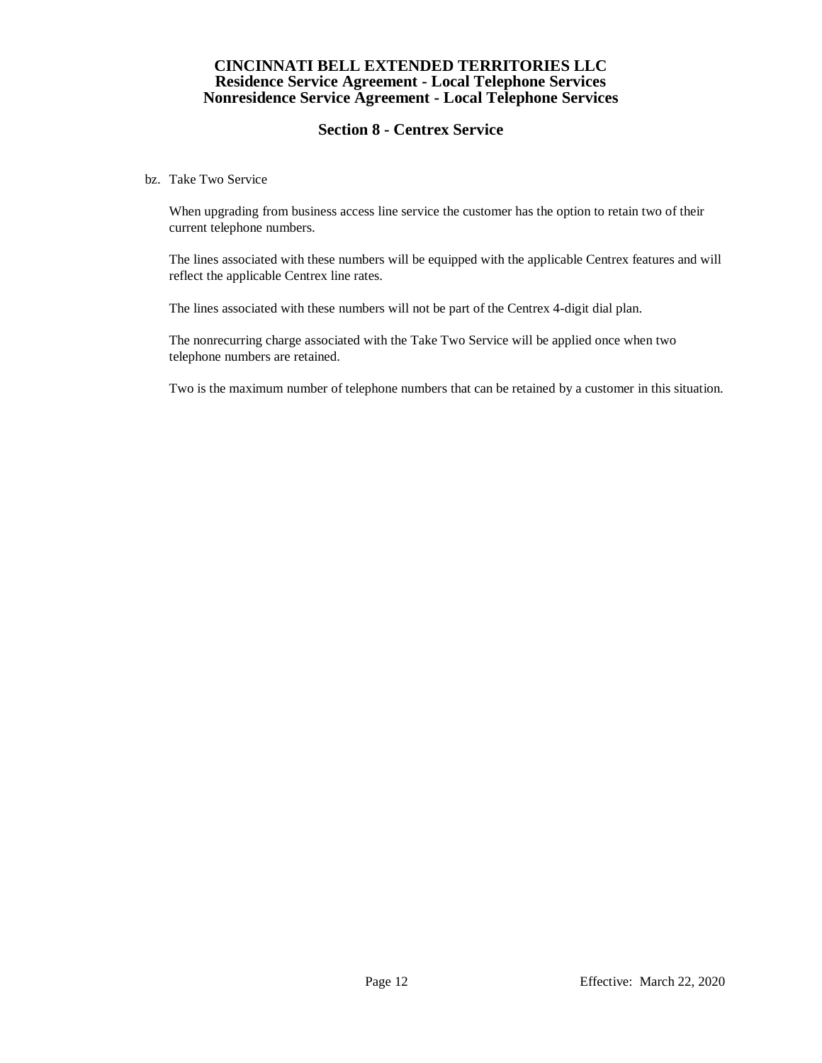bz. Take Two Service

When upgrading from business access line service the customer has the option to retain two of their current telephone numbers.

The lines associated with these numbers will be equipped with the applicable Centrex features and will reflect the applicable Centrex line rates.

The lines associated with these numbers will not be part of the Centrex 4-digit dial plan.

The nonrecurring charge associated with the Take Two Service will be applied once when two telephone numbers are retained.

Two is the maximum number of telephone numbers that can be retained by a customer in this situation.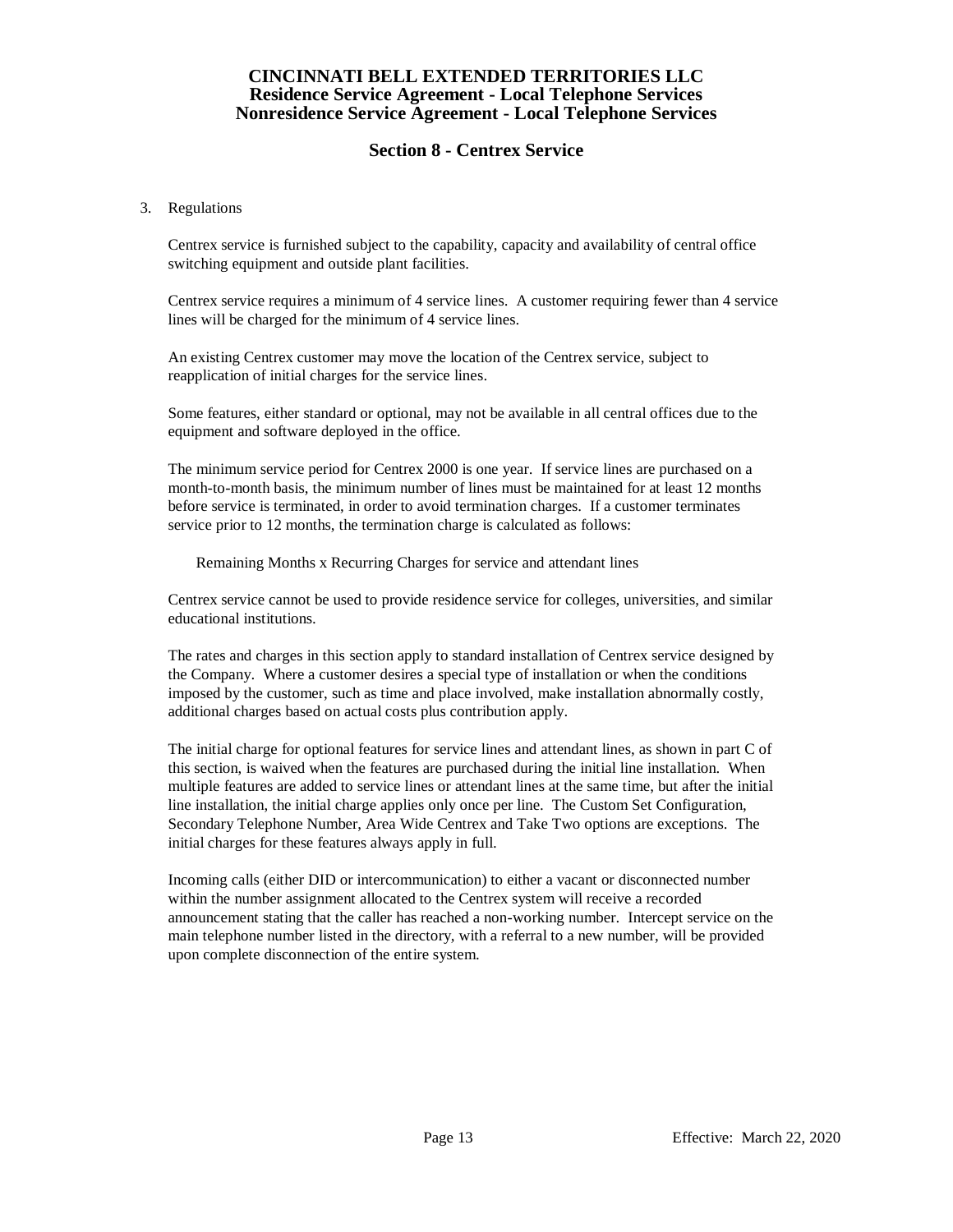# CINCINNATI BELL EXTENDED TERRITORIES LLC
## Residence Service Agreement - Local Telephone Services
## Nonresidence Service Agreement - Local Telephone Services

## Section 8 - Centrex Service

3. Regulations

   Centrex service is furnished subject to the capability, capacity and availability of central office switching equipment and outside plant facilities.

   Centrex service requires a minimum of 4 service lines. A customer requiring fewer than 4 service lines will be charged for the minimum of 4 service lines.

   An existing Centrex customer may move the location of the Centrex service, subject to reapplication of initial charges for the service lines.

   Some features, either standard or optional, may not be available in all central offices due to the equipment and software deployed in the office.

   The minimum service period for Centrex 2000 is one year. If service lines are purchased on a month-to-month basis, the minimum number of lines must be maintained for at least 12 months before service is terminated, in order to avoid termination charges. If a customer terminates service prior to 12 months, the termination charge is calculated as follows:

   Remaining Months x Recurring Charges for service and attendant lines

   Centrex service cannot be used to provide residence service for colleges, universities, and similar educational institutions.

   The rates and charges in this section apply to standard installation of Centrex service designed by the Company. Where a customer desires a special type of installation or when the conditions imposed by the customer, such as time and place involved, make installation abnormally costly, additional charges based on actual costs plus contribution apply.

   The initial charge for optional features for service lines and attendant lines, as shown in part C of this section, is waived when the features are purchased during the initial line installation. When multiple features are added to service lines or attendant lines at the same time, but after the initial line installation, the initial charge applies only once per line. The Custom Set Configuration, Secondary Telephone Number, Area Wide Centrex and Take Two options are exceptions. The initial charges for these features always apply in full.

   Incoming calls (either DID or intercommunication) to either a vacant or disconnected number within the number assignment allocated to the Centrex system will receive a recorded announcement stating that the caller has reached a non-working number. Intercept service on the main telephone number listed in the directory, with a referral to a new number, will be provided upon complete disconnection of the entire system.

Effective: March 22, 2020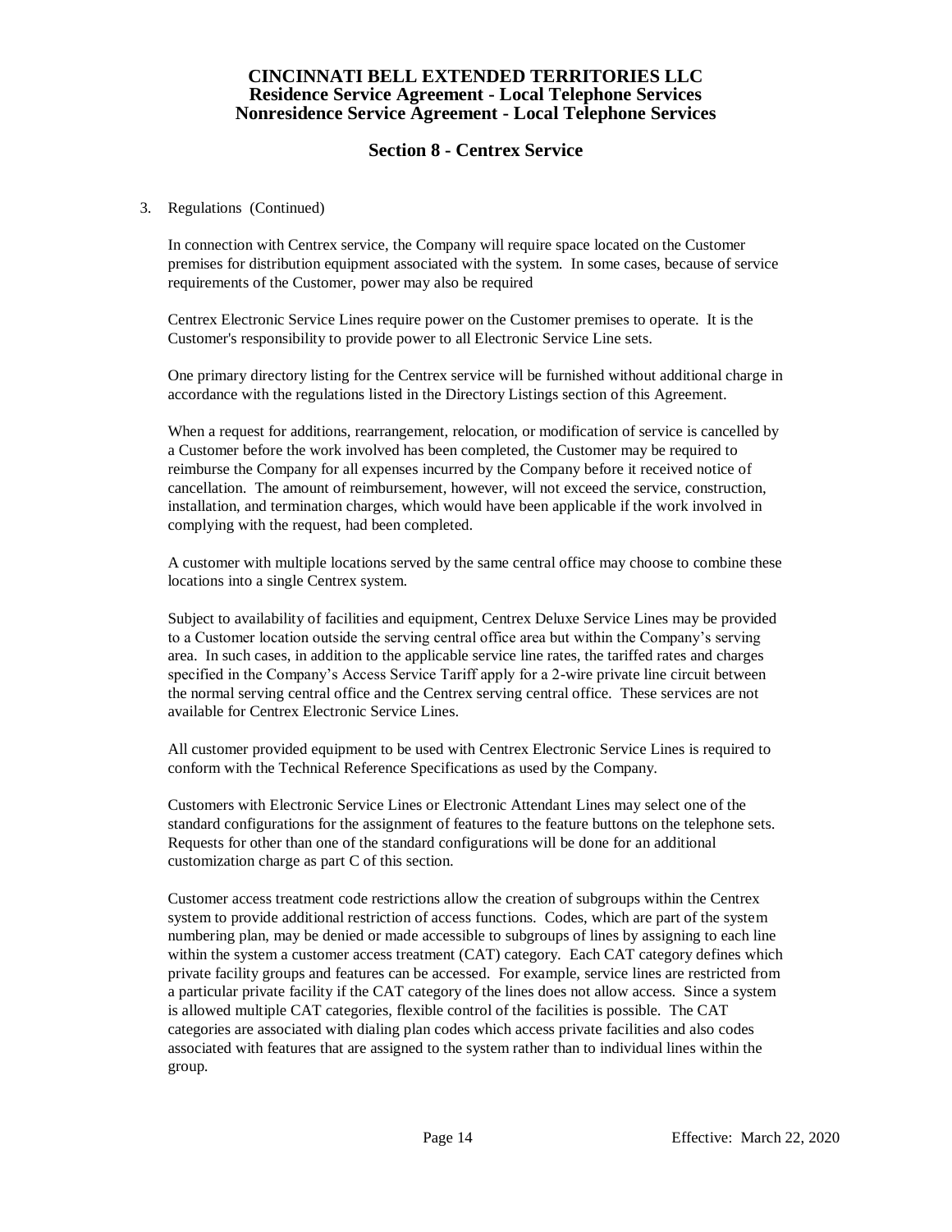3. Regulations (Continued)

In connection with Centrex service, the Company will require space located on the Customer premises for distribution equipment associated with the system. In some cases, because of service requirements of the Customer, power may also be required

Centrex Electronic Service Lines require power on the Customer premises to operate. It is the Customer's responsibility to provide power to all Electronic Service Line sets.

One primary directory listing for the Centrex service will be furnished without additional charge in accordance with the regulations listed in the Directory Listings section of this Agreement.

When a request for additions, rearrangement, relocation, or modification of service is cancelled by a Customer before the work involved has been completed, the Customer may be required to reimburse the Company for all expenses incurred by the Company before it received notice of cancellation. The amount of reimbursement, however, will not exceed the service, construction, installation, and termination charges, which would have been applicable if the work involved in complying with the request, had been completed.

A customer with multiple locations served by the same central office may choose to combine these locations into a single Centrex system.

Subject to availability of facilities and equipment, Centrex Deluxe Service Lines may be provided to a Customer location outside the serving central office area but within the Company's serving area. In such cases, in addition to the applicable service line rates, the tariffed rates and charges specified in the Company's Access Service Tariff apply for a 2-wire private line circuit between the normal serving central office and the Centrex serving central office. These services are not available for Centrex Electronic Service Lines.

All customer provided equipment to be used with Centrex Electronic Service Lines is required to conform with the Technical Reference Specifications as used by the Company.

Customers with Electronic Service Lines or Electronic Attendant Lines may select one of the standard configurations for the assignment of features to the feature buttons on the telephone sets. Requests for other than one of the standard configurations will be done for an additional customization charge as part C of this section.

Customer access treatment code restrictions allow the creation of subgroups within the Centrex system to provide additional restriction of access functions. Codes, which are part of the system numbering plan, may be denied or made accessible to subgroups of lines by assigning to each line within the system a customer access treatment (CAT) category. Each CAT category defines which private facility groups and features can be accessed. For example, service lines are restricted from a particular private facility if the CAT category of the lines does not allow access. Since a system is allowed multiple CAT categories, flexible control of the facilities is possible. The CAT categories are associated with dialing plan codes which access private facilities and also codes associated with features that are assigned to the system rather than to individual lines within the group.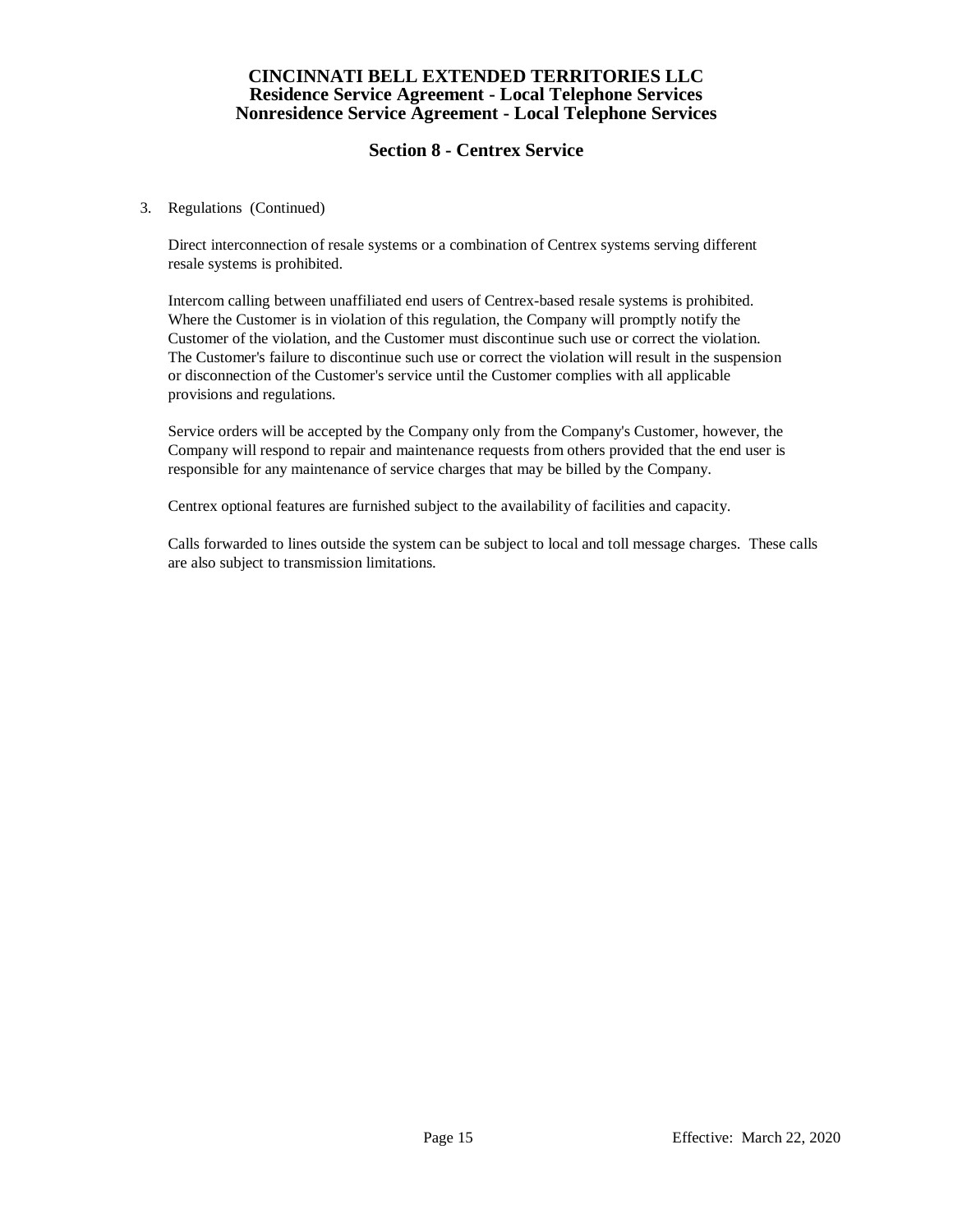# CINCINNATI BELL EXTENDED TERRITORIES LLC
## Residence Service Agreement - Local Telephone Services
## Nonresidence Service Agreement - Local Telephone Services

## Section 8 - Centrex Service

3. Regulations (Continued)

   Direct interconnection of resale systems or a combination of Centrex systems serving different resale systems is prohibited.

   Intercom calling between unaffiliated end users of Centrex-based resale systems is prohibited. Where the Customer is in violation of this regulation, the Company will promptly notify the Customer of the violation, and the Customer must discontinue such use or correct the violation. The Customer's failure to discontinue such use or correct the violation will result in the suspension or disconnection of the Customer's service until the Customer complies with all applicable provisions and regulations.

   Service orders will be accepted by the Company only from the Company's Customer, however, the Company will respond to repair and maintenance requests from others provided that the end user is responsible for any maintenance of service charges that may be billed by the Company.

   Centrex optional features are furnished subject to the availability of facilities and capacity.

   Calls forwarded to lines outside the system can be subject to local and toll message charges. These calls are also subject to transmission limitations.

Effective: March 22, 2020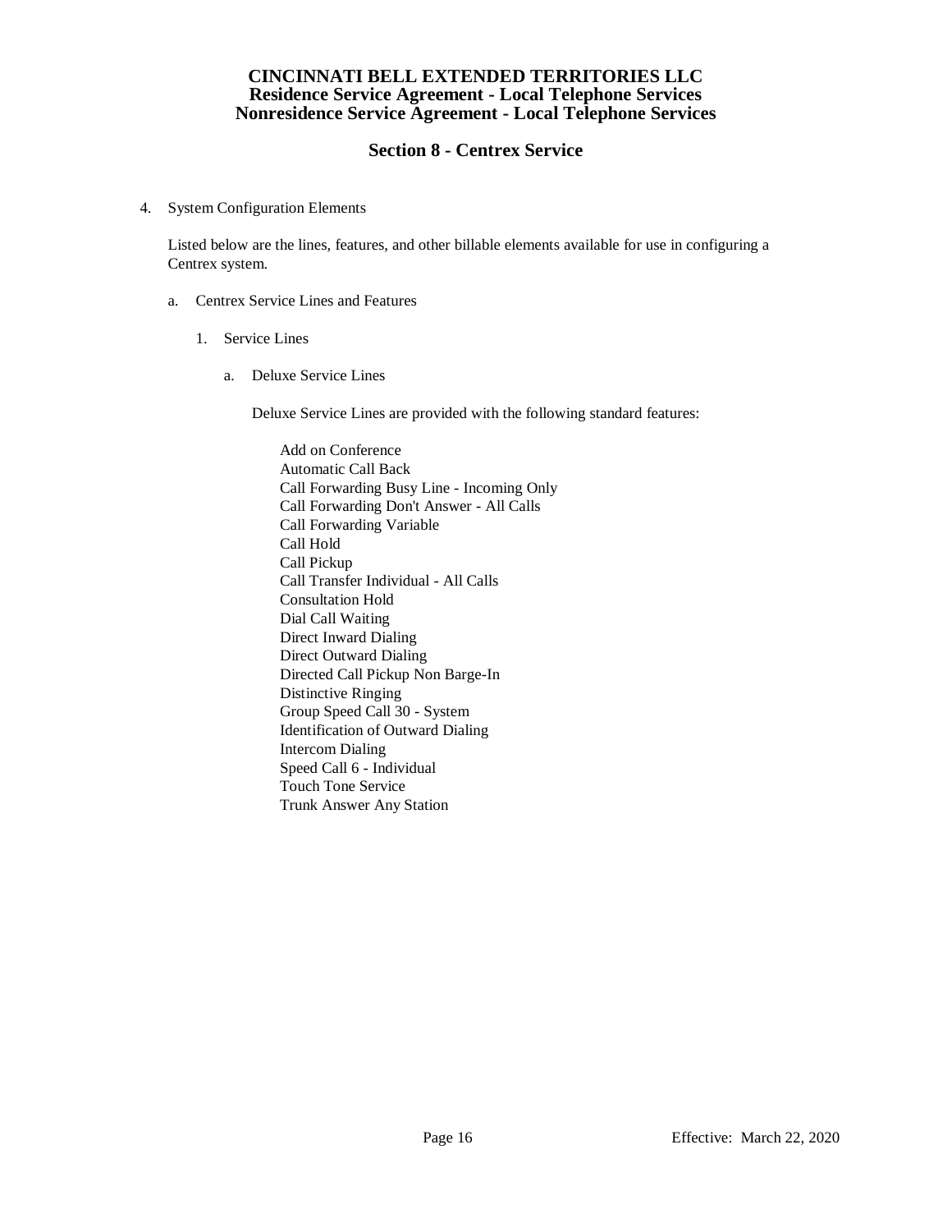# CINCINNATI BELL EXTENDED TERRITORIES LLC
## Residence Service Agreement - Local Telephone Services
## Nonresidence Service Agreement - Local Telephone Services

## Section 8 - Centrex Service

4. System Configuration Elements

   Listed below are the lines, features, and other billable elements available for use in configuring a Centrex system.

   a. Centrex Service Lines and Features

      1. Service Lines

         a. Deluxe Service Lines

            Deluxe Service Lines are provided with the following standard features:

            Add on Conference
            Automatic Call Back
            Call Forwarding Busy Line - Incoming Only
            Call Forwarding Don't Answer - All Calls
            Call Forwarding Variable
            Call Hold
            Call Pickup
            Call Transfer Individual - All Calls
            Consultation Hold
            Dial Call Waiting
            Direct Inward Dialing
            Direct Outward Dialing
            Directed Call Pickup Non Barge-In
            Distinctive Ringing
            Group Speed Call 30 - System
            Identification of Outward Dialing
            Intercom Dialing
            Speed Call 6 - Individual
            Touch Tone Service
            Trunk Answer Any Station

Effective: March 22, 2020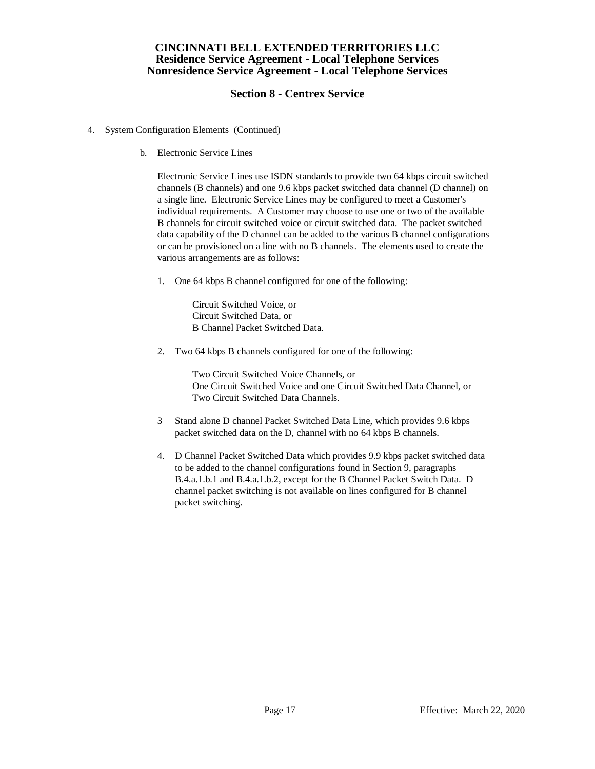# CINCINNATI BELL EXTENDED TERRITORIES LLC
## Residence Service Agreement - Local Telephone Services
## Nonresidence Service Agreement - Local Telephone Services

## Section 8 - Centrex Service

4. System Configuration Elements (Continued)

   b. Electronic Service Lines

   Electronic Service Lines use ISDN standards to provide two 64 kbps circuit switched channels (B channels) and one 9.6 kbps packet switched data channel (D channel) on a single line. Electronic Service Lines may be configured to meet a Customer's individual requirements. A Customer may choose to use one or two of the available B channels for circuit switched voice or circuit switched data. The packet switched data capability of the D channel can be added to the various B channel configurations or can be provisioned on a line with no B channels. The elements used to create the various arrangements are as follows:

   1. One 64 kbps B channel configured for one of the following:

      Circuit Switched Voice, or
      Circuit Switched Data, or
      B Channel Packet Switched Data.

   2. Two 64 kbps B channels configured for one of the following:

      Two Circuit Switched Voice Channels, or
      One Circuit Switched Voice and one Circuit Switched Data Channel, or
      Two Circuit Switched Data Channels.

   3 Stand alone D channel Packet Switched Data Line, which provides 9.6 kbps packet switched data on the D, channel with no 64 kbps B channels.

   4. D Channel Packet Switched Data which provides 9.9 kbps packet switched data to be added to the channel configurations found in Section 9, paragraphs B.4.a.1.b.1 and B.4.a.1.b.2, except for the B Channel Packet Switch Data. D channel packet switching is not available on lines configured for B channel packet switching.

Effective: March 22, 2020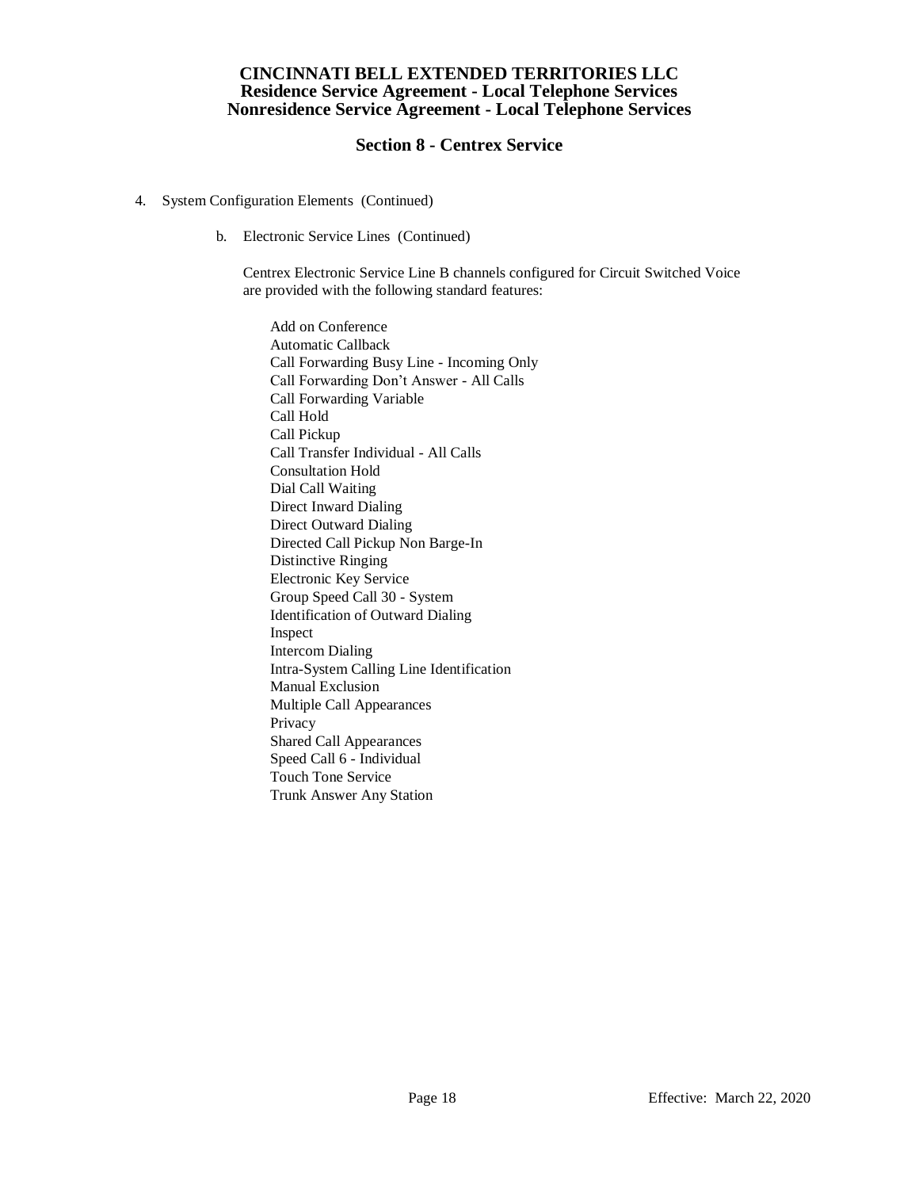# CINCINNATI BELL EXTENDED TERRITORIES LLC
**Residence Service Agreement - Local Telephone Services**
**Nonresidence Service Agreement - Local Telephone Services**

## Section 8 - Centrex Service

4. System Configuration Elements (Continued)

   b. Electronic Service Lines (Continued)

   Centrex Electronic Service Line B channels configured for Circuit Switched Voice are provided with the following standard features:

   Add on Conference
   Automatic Callback
   Call Forwarding Busy Line - Incoming Only
   Call Forwarding Don't Answer - All Calls
   Call Forwarding Variable
   Call Hold
   Call Pickup
   Call Transfer Individual - All Calls
   Consultation Hold
   Dial Call Waiting
   Direct Inward Dialing
   Direct Outward Dialing
   Directed Call Pickup Non Barge-In
   Distinctive Ringing
   Electronic Key Service
   Group Speed Call 30 - System
   Identification of Outward Dialing
   Inspect
   Intercom Dialing
   Intra-System Calling Line Identification
   Manual Exclusion
   Multiple Call Appearances
   Privacy
   Shared Call Appearances
   Speed Call 6 - Individual
   Touch Tone Service
   Trunk Answer Any Station

Effective: March 22, 2020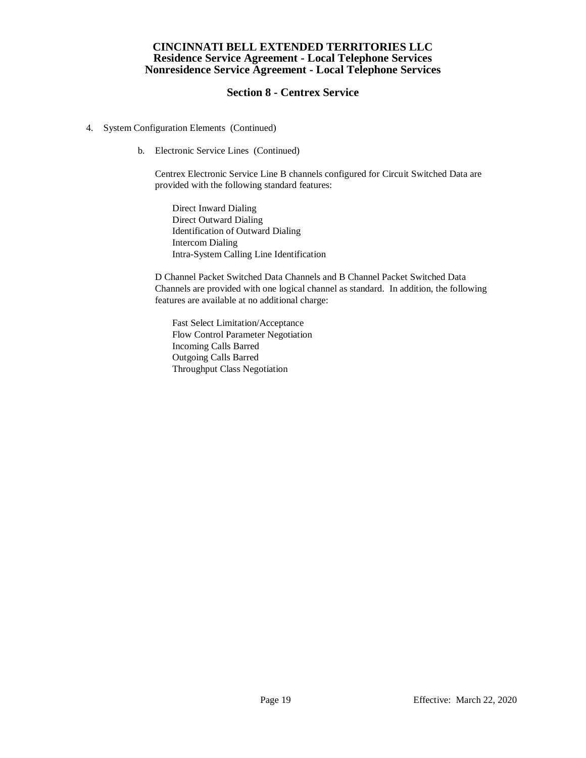# CINCINNATI BELL EXTENDED TERRITORIES LLC
## Residence Service Agreement - Local Telephone Services
## Nonresidence Service Agreement - Local Telephone Services

## Section 8 - Centrex Service

4. System Configuration Elements (Continued)

   b. Electronic Service Lines (Continued)

      Centrex Electronic Service Line B channels configured for Circuit Switched Data are provided with the following standard features:

      Direct Inward Dialing
      Direct Outward Dialing
      Identification of Outward Dialing
      Intercom Dialing
      Intra-System Calling Line Identification

      D Channel Packet Switched Data Channels and B Channel Packet Switched Data Channels are provided with one logical channel as standard. In addition, the following features are available at no additional charge:

      Fast Select Limitation/Acceptance
      Flow Control Parameter Negotiation
      Incoming Calls Barred
      Outgoing Calls Barred
      Throughput Class Negotiation

Effective: March 22, 2020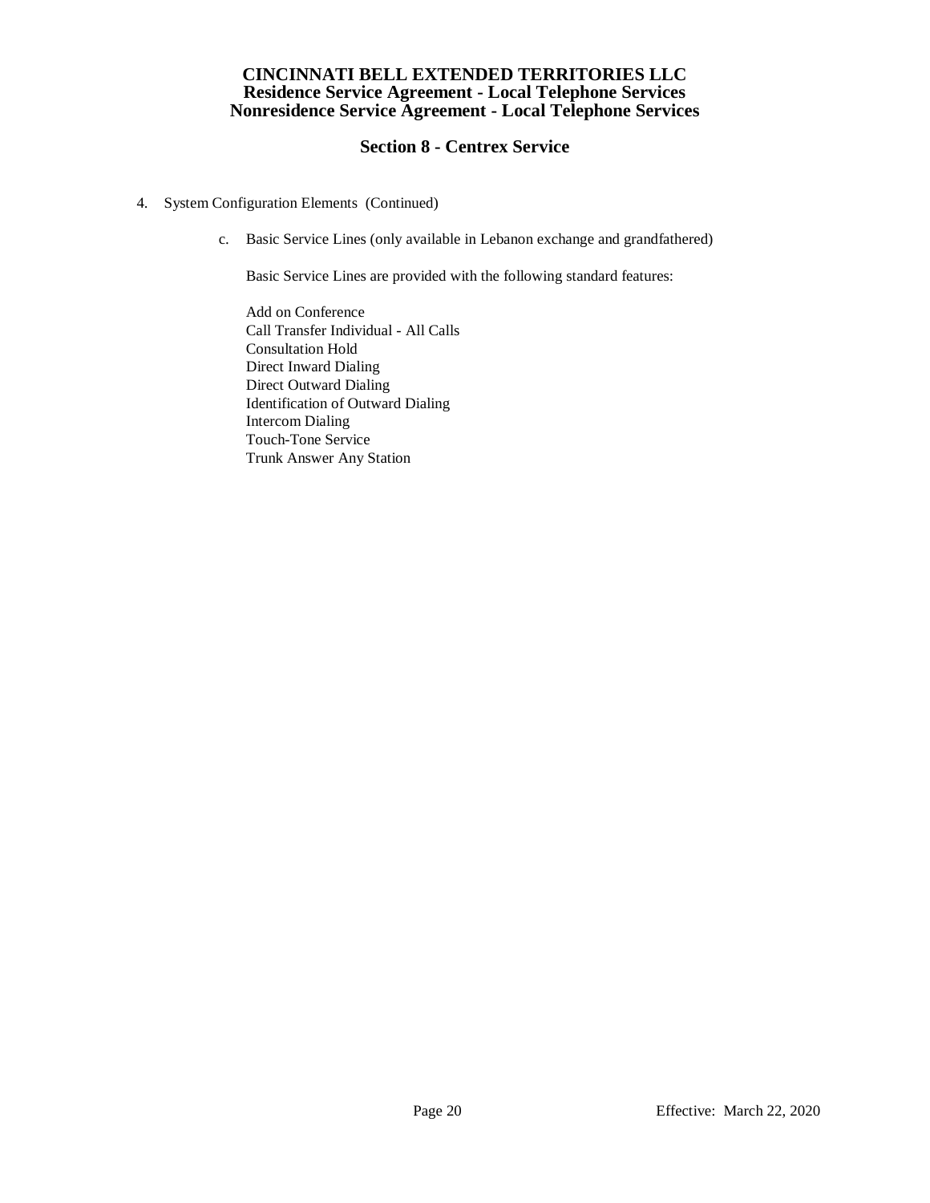# CINCINNATI BELL EXTENDED TERRITORIES LLC
**Residence Service Agreement - Local Telephone Services**
**Nonresidence Service Agreement - Local Telephone Services**

## Section 8 - Centrex Service

4. System Configuration Elements (Continued)

   c. Basic Service Lines (only available in Lebanon exchange and grandfathered)

      Basic Service Lines are provided with the following standard features:

      Add on Conference
      Call Transfer Individual - All Calls
      Consultation Hold
      Direct Inward Dialing
      Direct Outward Dialing
      Identification of Outward Dialing
      Intercom Dialing
      Touch-Tone Service
      Trunk Answer Any Station

Effective: March 22, 2020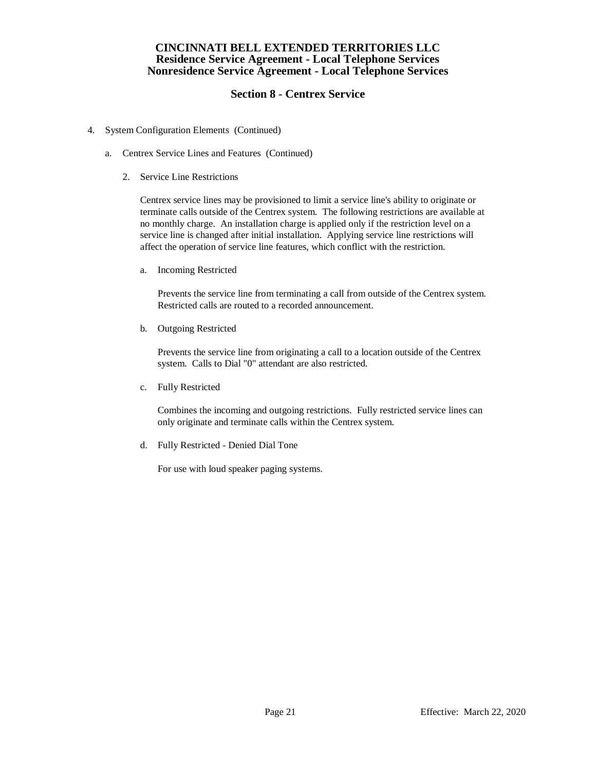# CINCINNATI BELL EXTENDED TERRITORIES LLC
## Residence Service Agreement - Local Telephone Services
## Nonresidence Service Agreement - Local Telephone Services

## Section 8 - Centrex Service

4. System Configuration Elements (Continued)

   a. Centrex Service Lines and Features (Continued)

      2. Service Line Restrictions

         Centrex service lines may be provisioned to limit a service line's ability to originate or terminate calls outside of the Centrex system. The following restrictions are available at no monthly charge. An installation charge is applied only if the restriction level on a service line is changed after initial installation. Applying service line restrictions will affect the operation of service line features, which conflict with the restriction.

         a. Incoming Restricted

            Prevents the service line from terminating a call from outside of the Centrex system. Restricted calls are routed to a recorded announcement.

         b. Outgoing Restricted

            Prevents the service line from originating a call to a location outside of the Centrex system. Calls to Dial "0" attendant are also restricted.

         c. Fully Restricted

            Combines the incoming and outgoing restrictions. Fully restricted service lines can only originate and terminate calls within the Centrex system.

         d. Fully Restricted - Denied Dial Tone

            For use with loud speaker paging systems.

Effective: March 22, 2020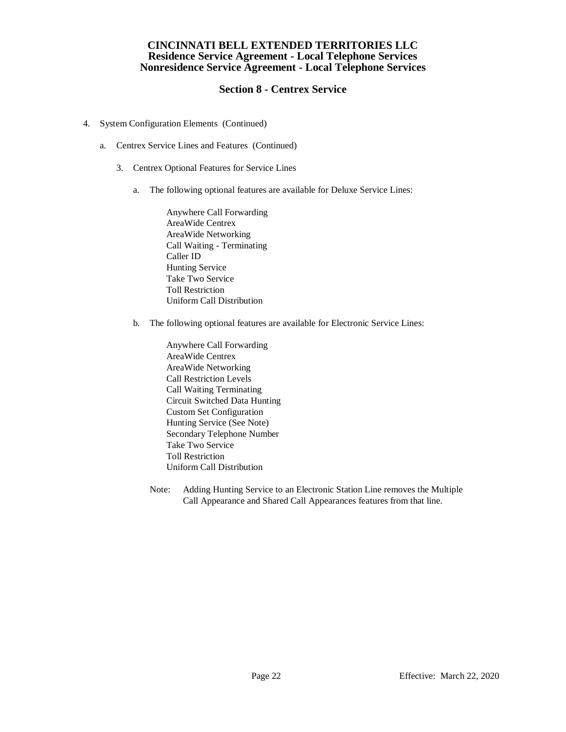# CINCINNATI BELL EXTENDED TERRITORIES LLC
## Residence Service Agreement - Local Telephone Services
## Nonresidence Service Agreement - Local Telephone Services

## Section 8 - Centrex Service

4. System Configuration Elements (Continued)

   a. Centrex Service Lines and Features (Continued)

      3. Centrex Optional Features for Service Lines

         a. The following optional features are available for Deluxe Service Lines:

            Anywhere Call Forwarding
            AreaWide Centrex
            AreaWide Networking
            Call Waiting - Terminating
            Caller ID
            Hunting Service
            Take Two Service
            Toll Restriction
            Uniform Call Distribution

         b. The following optional features are available for Electronic Service Lines:

            Anywhere Call Forwarding
            AreaWide Centrex
            AreaWide Networking
            Call Restriction Levels
            Call Waiting Terminating
            Circuit Switched Data Hunting
            Custom Set Configuration
            Hunting Service (See Note)
            Secondary Telephone Number
            Take Two Service
            Toll Restriction
            Uniform Call Distribution

         Note: Adding Hunting Service to an Electronic Station Line removes the Multiple Call Appearance and Shared Call Appearances features from that line.

Effective: March 22, 2020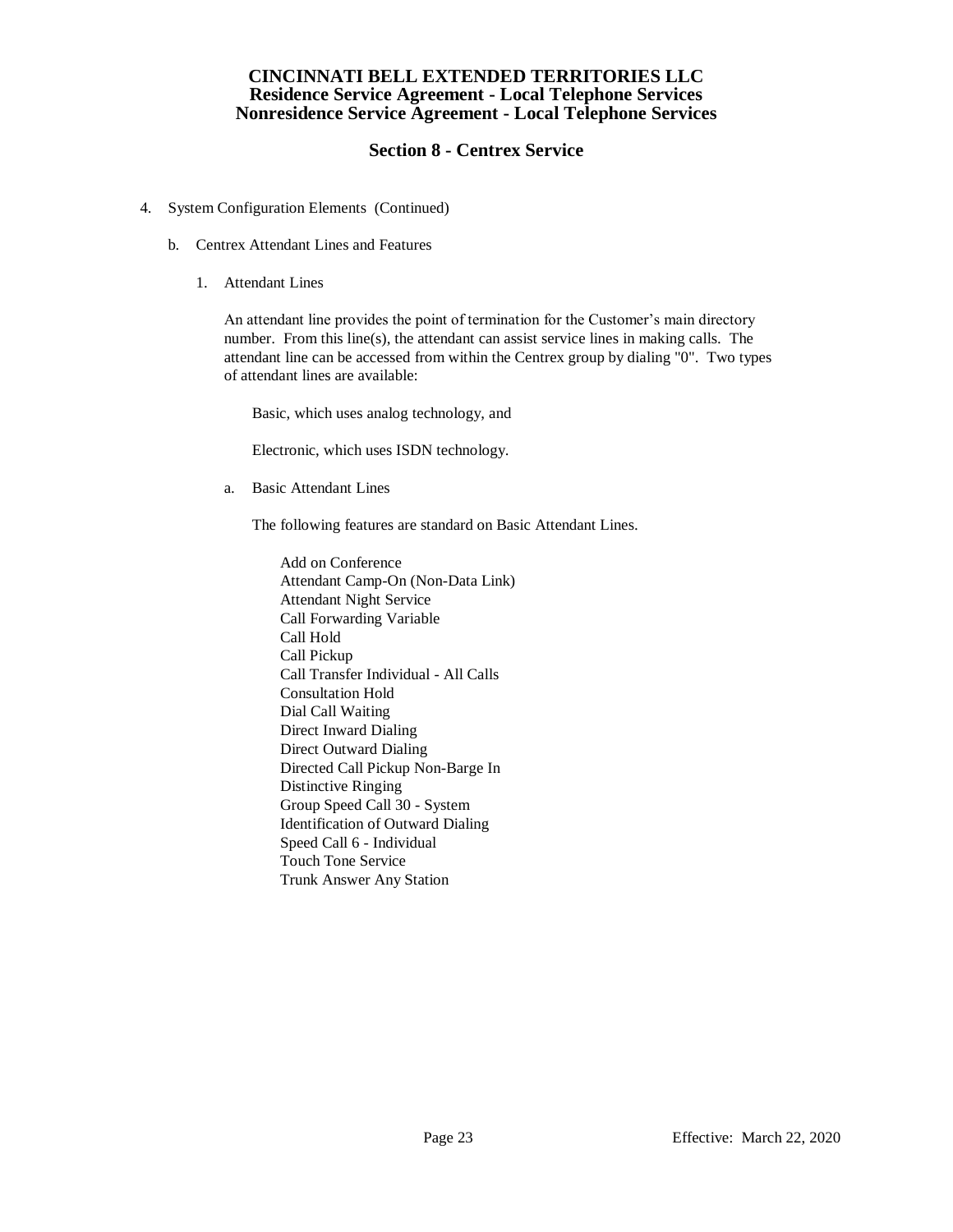4. System Configuration Elements (Continued)

   b. Centrex Attendant Lines and Features

      1. Attendant Lines

         An attendant line provides the point of termination for the Customer's main directory number. From this line(s), the attendant can assist service lines in making calls. The attendant line can be accessed from within the Centrex group by dialing "0". Two types of attendant lines are available:

         Basic, which uses analog technology, and

         Electronic, which uses ISDN technology.

         a. Basic Attendant Lines

            The following features are standard on Basic Attendant Lines.

            Add on Conference
            Attendant Camp-On (Non-Data Link)
            Attendant Night Service
            Call Forwarding Variable
            Call Hold
            Call Pickup
            Call Transfer Individual - All Calls
            Consultation Hold
            Dial Call Waiting
            Direct Inward Dialing
            Direct Outward Dialing
            Directed Call Pickup Non-Barge In
            Distinctive Ringing
            Group Speed Call 30 - System
            Identification of Outward Dialing
            Speed Call 6 - Individual
            Touch Tone Service
            Trunk Answer Any Station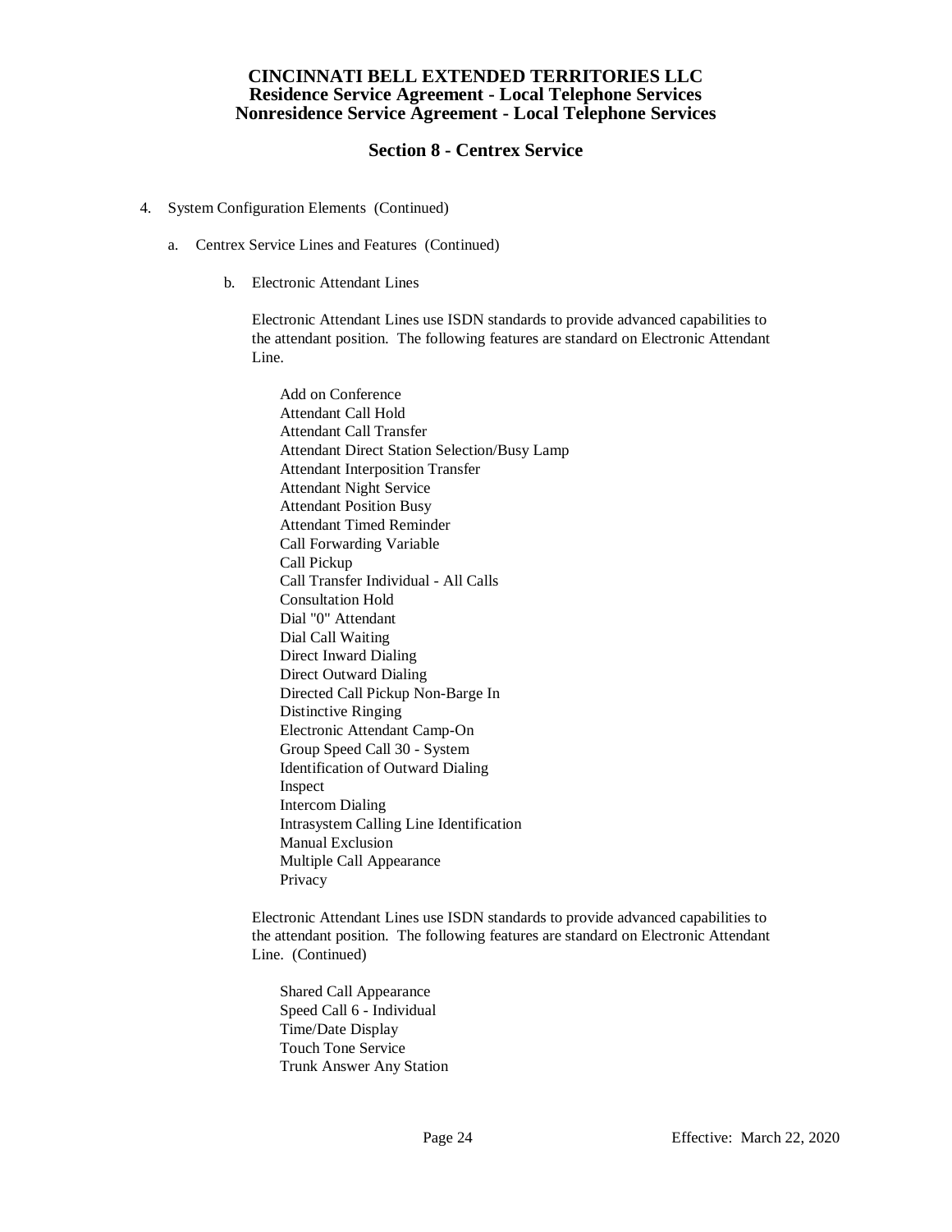4. System Configuration Elements (Continued)

   a. Centrex Service Lines and Features (Continued)

      b. Electronic Attendant Lines

         Electronic Attendant Lines use ISDN standards to provide advanced capabilities to the attendant position. The following features are standard on Electronic Attendant Line.

         Add on Conference
         Attendant Call Hold
         Attendant Call Transfer
         Attendant Direct Station Selection/Busy Lamp
         Attendant Interposition Transfer
         Attendant Night Service
         Attendant Position Busy
         Attendant Timed Reminder
         Call Forwarding Variable
         Call Pickup
         Call Transfer Individual - All Calls
         Consultation Hold
         Dial "0" Attendant
         Dial Call Waiting
         Direct Inward Dialing
         Direct Outward Dialing
         Directed Call Pickup Non-Barge In
         Distinctive Ringing
         Electronic Attendant Camp-On
         Group Speed Call 30 - System
         Identification of Outward Dialing
         Inspect
         Intercom Dialing
         Intrasystem Calling Line Identification
         Manual Exclusion
         Multiple Call Appearance
         Privacy

         Electronic Attendant Lines use ISDN standards to provide advanced capabilities to the attendant position. The following features are standard on Electronic Attendant Line. (Continued)

         Shared Call Appearance
         Speed Call 6 - Individual
         Time/Date Display
         Touch Tone Service
         Trunk Answer Any Station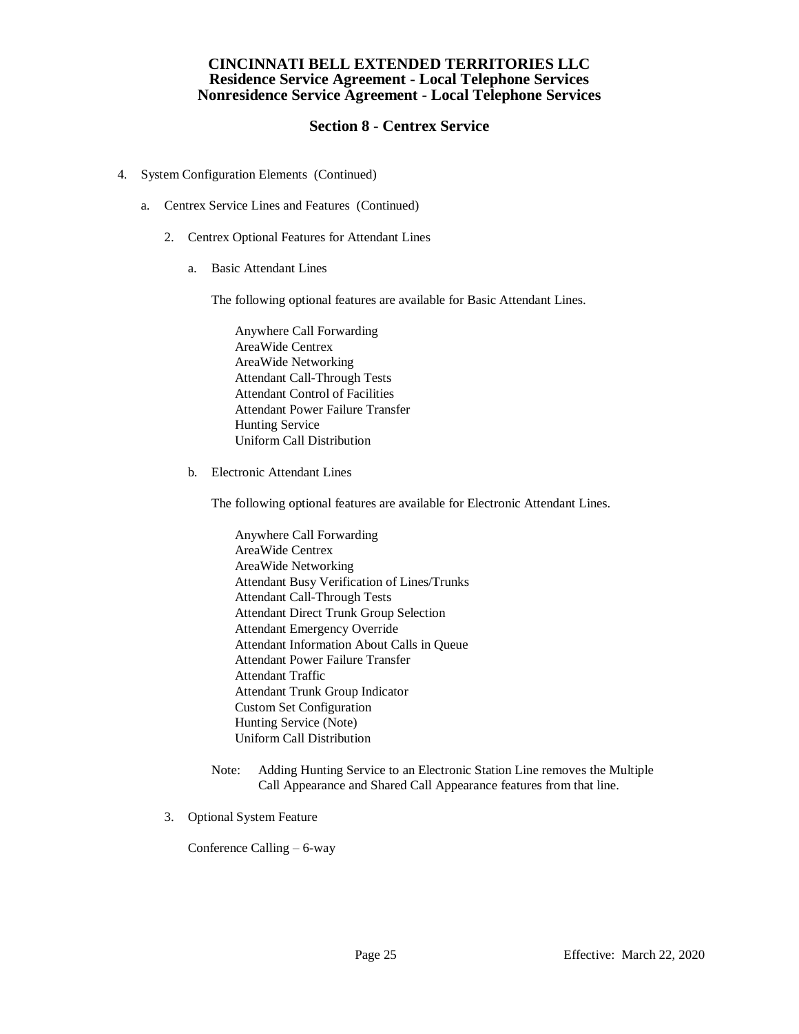# CINCINNATI BELL EXTENDED TERRITORIES LLC
## Residence Service Agreement - Local Telephone Services
## Nonresidence Service Agreement - Local Telephone Services

## Section 8 - Centrex Service

4. System Configuration Elements (Continued)

   a. Centrex Service Lines and Features (Continued)

      2. Centrex Optional Features for Attendant Lines

         a. Basic Attendant Lines

            The following optional features are available for Basic Attendant Lines.

            Anywhere Call Forwarding
            AreaWide Centrex
            AreaWide Networking
            Attendant Call-Through Tests
            Attendant Control of Facilities
            Attendant Power Failure Transfer
            Hunting Service
            Uniform Call Distribution

         b. Electronic Attendant Lines

            The following optional features are available for Electronic Attendant Lines.

            Anywhere Call Forwarding
            AreaWide Centrex
            AreaWide Networking
            Attendant Busy Verification of Lines/Trunks
            Attendant Call-Through Tests
            Attendant Direct Trunk Group Selection
            Attendant Emergency Override
            Attendant Information About Calls in Queue
            Attendant Power Failure Transfer
            Attendant Traffic
            Attendant Trunk Group Indicator
            Custom Set Configuration
            Hunting Service (Note)
            Uniform Call Distribution

            Note: Adding Hunting Service to an Electronic Station Line removes the Multiple Call Appearance and Shared Call Appearance features from that line.

      3. Optional System Feature

         Conference Calling – 6-way

Effective: March 22, 2020